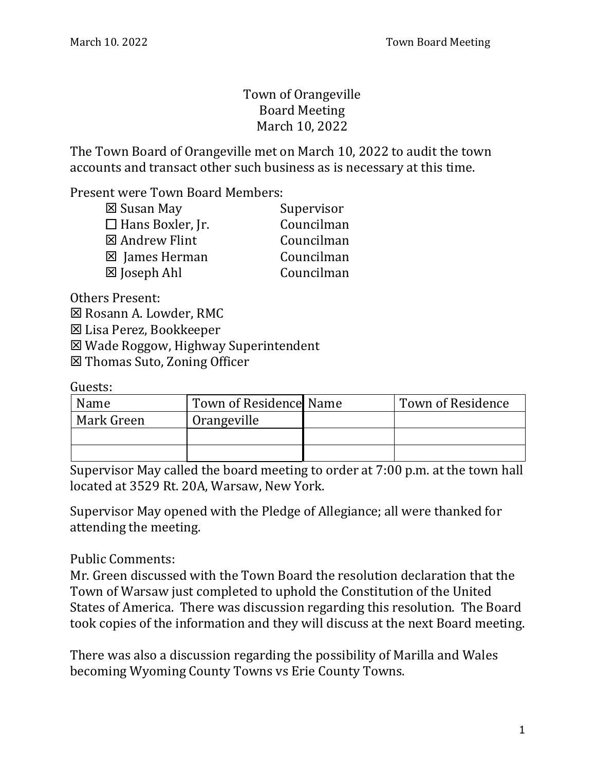# Town of Orangeville
## Board Meeting
## March 10, 2022

The Town Board of Orangeville met on March 10, 2022 to audit the town accounts and transact other such business as is necessary at this time.

Present were Town Board Members:

| | |
|---|---|
| ☒ Susan May | Supervisor |
| ☐ Hans Boxler, Jr. | Councilman |
| ☒ Andrew Flint | Councilman |
| ☒ James Herman | Councilman |
| ☒ Joseph Ahl | Councilman |

Others Present:
☒ Rosann A. Lowder, RMC
☒ Lisa Perez, Bookkeeper
☒ Wade Roggow, Highway Superintendent
☒ Thomas Suto, Zoning Officer

Guests:

| Name | Town of Residence | Name | Town of Residence |
|---|---|---|---|
| Mark Green | Orangeville | | |
| | | | |
| | | | |

Supervisor May called the board meeting to order at 7:00 p.m. at the town hall located at 3529 Rt. 20A, Warsaw, New York.

Supervisor May opened with the Pledge of Allegiance; all were thanked for attending the meeting.

Public Comments:
Mr. Green discussed with the Town Board the resolution declaration that the Town of Warsaw just completed to uphold the Constitution of the United States of America. There was discussion regarding this resolution. The Board took copies of the information and they will discuss at the next Board meeting.

There was also a discussion regarding the possibility of Marilla and Wales becoming Wyoming County Towns vs Erie County Towns.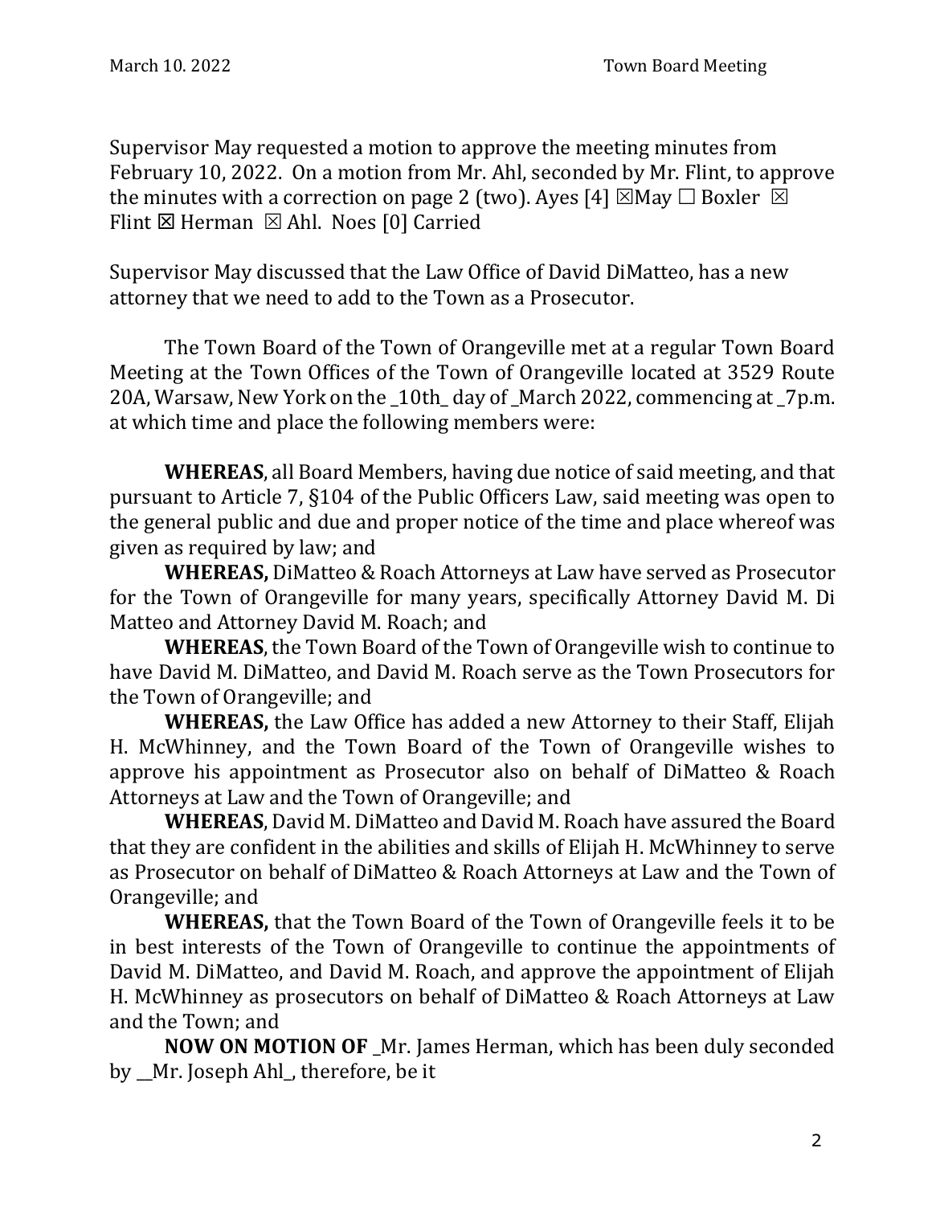Supervisor May requested a motion to approve the meeting minutes from February 10, 2022. On a motion from Mr. Ahl, seconded by Mr. Flint, to approve the minutes with a correction on page 2 (two). Ayes [4] ☒May ☐ Boxler ☒ Flint ☒ Herman ☒ Ahl. Noes [0] Carried

Supervisor May discussed that the Law Office of David DiMatteo, has a new attorney that we need to add to the Town as a Prosecutor.

The Town Board of the Town of Orangeville met at a regular Town Board Meeting at the Town Offices of the Town of Orangeville located at 3529 Route 20A, Warsaw, New York on the _10th_ day of _March 2022, commencing at _7p.m. at which time and place the following members were:

**WHEREAS**, all Board Members, having due notice of said meeting, and that pursuant to Article 7, §104 of the Public Officers Law, said meeting was open to the general public and due and proper notice of the time and place whereof was given as required by law; and

**WHEREAS,** DiMatteo & Roach Attorneys at Law have served as Prosecutor for the Town of Orangeville for many years, specifically Attorney David M. Di Matteo and Attorney David M. Roach; and

**WHEREAS**, the Town Board of the Town of Orangeville wish to continue to have David M. DiMatteo, and David M. Roach serve as the Town Prosecutors for the Town of Orangeville; and

**WHEREAS,** the Law Office has added a new Attorney to their Staff, Elijah H. McWhinney, and the Town Board of the Town of Orangeville wishes to approve his appointment as Prosecutor also on behalf of DiMatteo & Roach Attorneys at Law and the Town of Orangeville; and

**WHEREAS**, David M. DiMatteo and David M. Roach have assured the Board that they are confident in the abilities and skills of Elijah H. McWhinney to serve as Prosecutor on behalf of DiMatteo & Roach Attorneys at Law and the Town of Orangeville; and

**WHEREAS,** that the Town Board of the Town of Orangeville feels it to be in best interests of the Town of Orangeville to continue the appointments of David M. DiMatteo, and David M. Roach, and approve the appointment of Elijah H. McWhinney as prosecutors on behalf of DiMatteo & Roach Attorneys at Law and the Town; and

**NOW ON MOTION OF** _Mr. James Herman, which has been duly seconded by __Mr. Joseph Ahl_, therefore, be it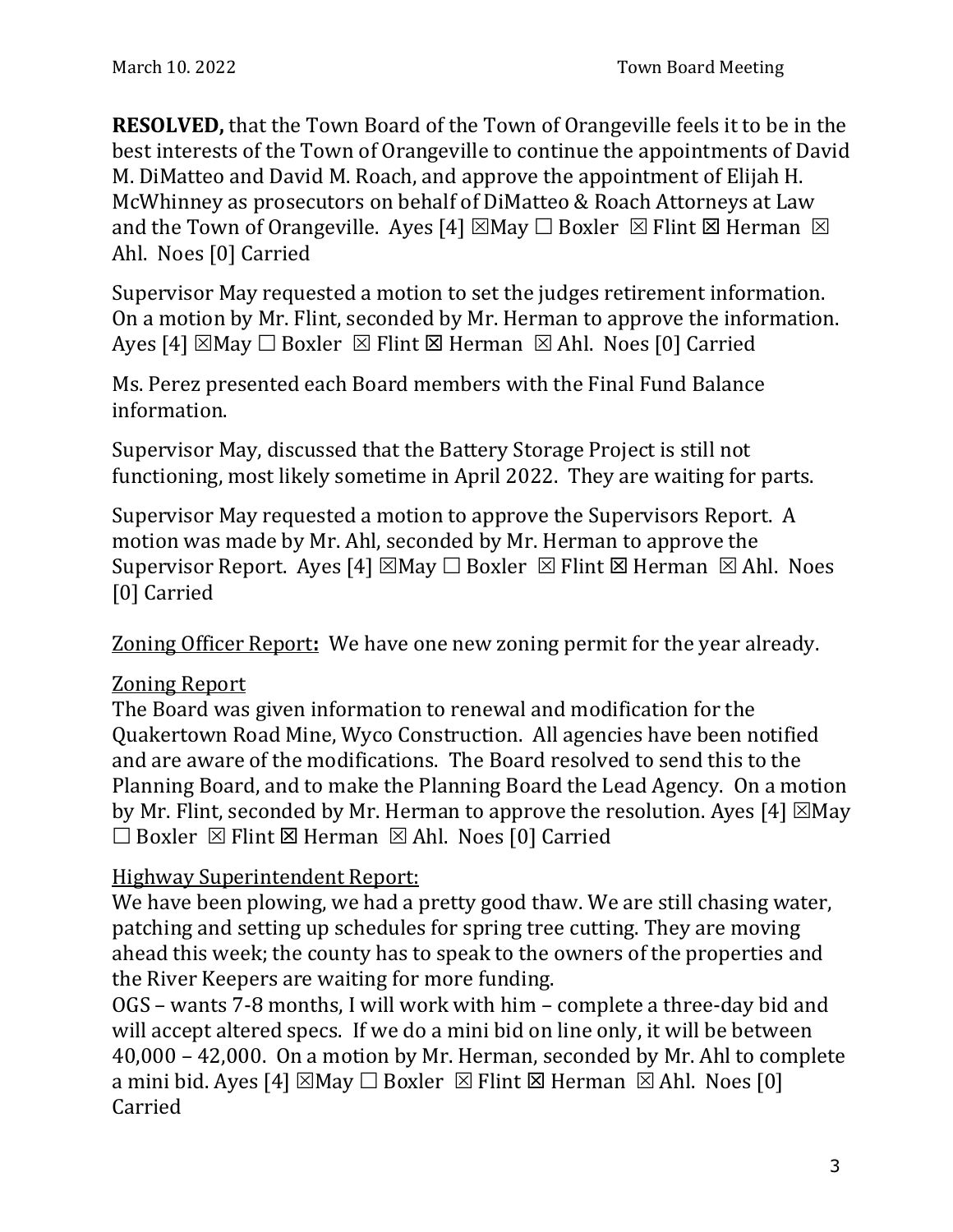**RESOLVED,** that the Town Board of the Town of Orangeville feels it to be in the best interests of the Town of Orangeville to continue the appointments of David M. DiMatteo and David M. Roach, and approve the appointment of Elijah H. McWhinney as prosecutors on behalf of DiMatteo & Roach Attorneys at Law and the Town of Orangeville. Ayes [4] ☒May ☐ Boxler ☒ Flint ☒ Herman ☒ Ahl. Noes [0] Carried

Supervisor May requested a motion to set the judges retirement information. On a motion by Mr. Flint, seconded by Mr. Herman to approve the information. Ayes [4] ☒May ☐ Boxler ☒ Flint ☒ Herman ☒ Ahl. Noes [0] Carried

Ms. Perez presented each Board members with the Final Fund Balance information.

Supervisor May, discussed that the Battery Storage Project is still not functioning, most likely sometime in April 2022. They are waiting for parts.

Supervisor May requested a motion to approve the Supervisors Report. A motion was made by Mr. Ahl, seconded by Mr. Herman to approve the Supervisor Report. Ayes [4] ☒May ☐ Boxler ☒ Flint ☒ Herman ☒ Ahl. Noes [0] Carried

Zoning Officer Report**:** We have one new zoning permit for the year already.

Zoning Report

The Board was given information to renewal and modification for the Quakertown Road Mine, Wyco Construction. All agencies have been notified and are aware of the modifications. The Board resolved to send this to the Planning Board, and to make the Planning Board the Lead Agency. On a motion by Mr. Flint, seconded by Mr. Herman to approve the resolution. Ayes [4] ☒May ☐ Boxler ☒ Flint ☒ Herman ☒ Ahl. Noes [0] Carried

Highway Superintendent Report:

We have been plowing, we had a pretty good thaw. We are still chasing water, patching and setting up schedules for spring tree cutting. They are moving ahead this week; the county has to speak to the owners of the properties and the River Keepers are waiting for more funding.

OGS – wants 7-8 months, I will work with him – complete a three-day bid and will accept altered specs. If we do a mini bid on line only, it will be between 40,000 – 42,000. On a motion by Mr. Herman, seconded by Mr. Ahl to complete a mini bid. Ayes [4] ☒May ☐ Boxler ☒ Flint ☒ Herman ☒ Ahl. Noes [0] Carried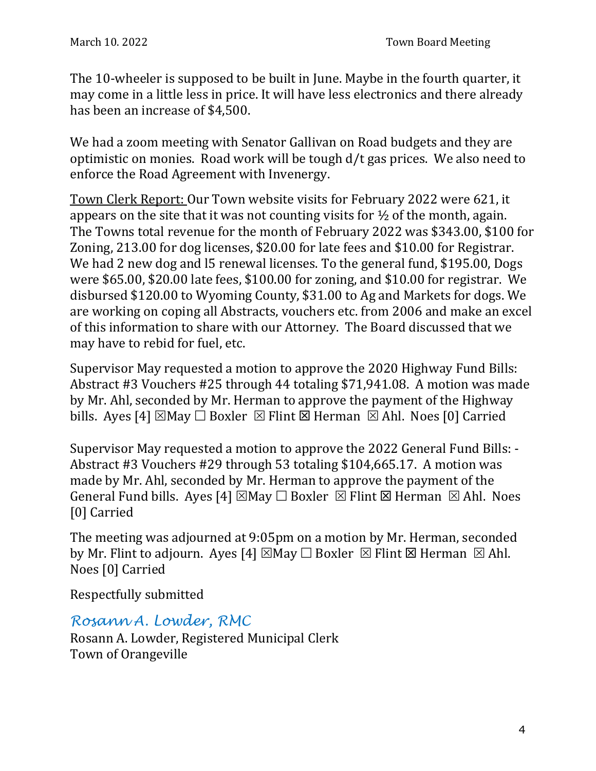The 10-wheeler is supposed to be built in June. Maybe in the fourth quarter, it may come in a little less in price. It will have less electronics and there already has been an increase of $4,500.

We had a zoom meeting with Senator Gallivan on Road budgets and they are optimistic on monies. Road work will be tough d/t gas prices. We also need to enforce the Road Agreement with Invenergy.

<u>Town Clerk Report:</u> Our Town website visits for February 2022 were 621, it appears on the site that it was not counting visits for ½ of the month, again. The Towns total revenue for the month of February 2022 was $343.00, $100 for Zoning, 213.00 for dog licenses, $20.00 for late fees and $10.00 for Registrar. We had 2 new dog and l5 renewal licenses. To the general fund, $195.00, Dogs were $65.00, $20.00 late fees, $100.00 for zoning, and $10.00 for registrar. We disbursed $120.00 to Wyoming County, $31.00 to Ag and Markets for dogs. We are working on coping all Abstracts, vouchers etc. from 2006 and make an excel of this information to share with our Attorney. The Board discussed that we may have to rebid for fuel, etc.

Supervisor May requested a motion to approve the 2020 Highway Fund Bills: Abstract #3 Vouchers #25 through 44 totaling $71,941.08. A motion was made by Mr. Ahl, seconded by Mr. Herman to approve the payment of the Highway bills. Ayes [4] ☒May ☐ Boxler ☒ Flint ☒ Herman ☒ Ahl. Noes [0] Carried

Supervisor May requested a motion to approve the 2022 General Fund Bills: - Abstract #3 Vouchers #29 through 53 totaling $104,665.17. A motion was made by Mr. Ahl, seconded by Mr. Herman to approve the payment of the General Fund bills. Ayes [4] ☒May ☐ Boxler ☒ Flint ☒ Herman ☒ Ahl. Noes [0] Carried

The meeting was adjourned at 9:05pm on a motion by Mr. Herman, seconded by Mr. Flint to adjourn. Ayes [4] ☒May ☐ Boxler ☒ Flint ☒ Herman ☒ Ahl. Noes [0] Carried

Respectfully submitted

*Rosann A. Lowder, RMC*

Rosann A. Lowder, Registered Municipal Clerk
Town of Orangeville